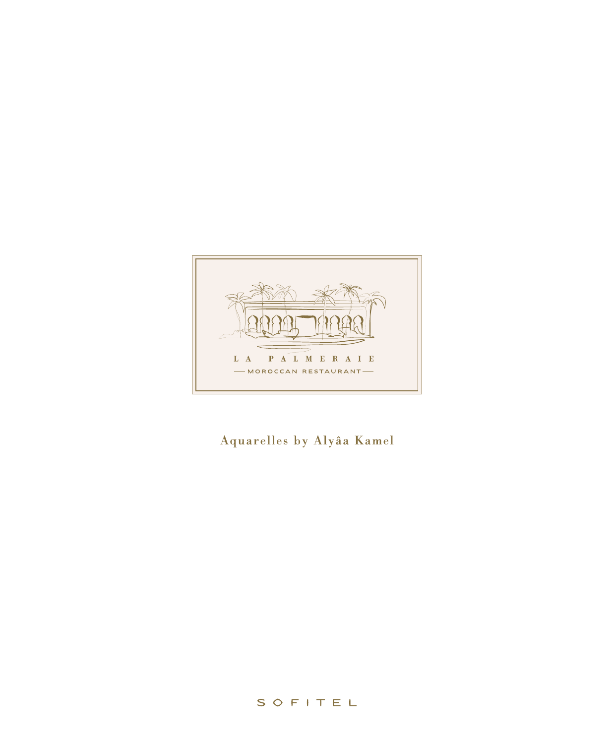# LA PALMERAIE

MOROCCAN RESTAURANT

Aquarelles by Alyâa Kamel

SOFITEL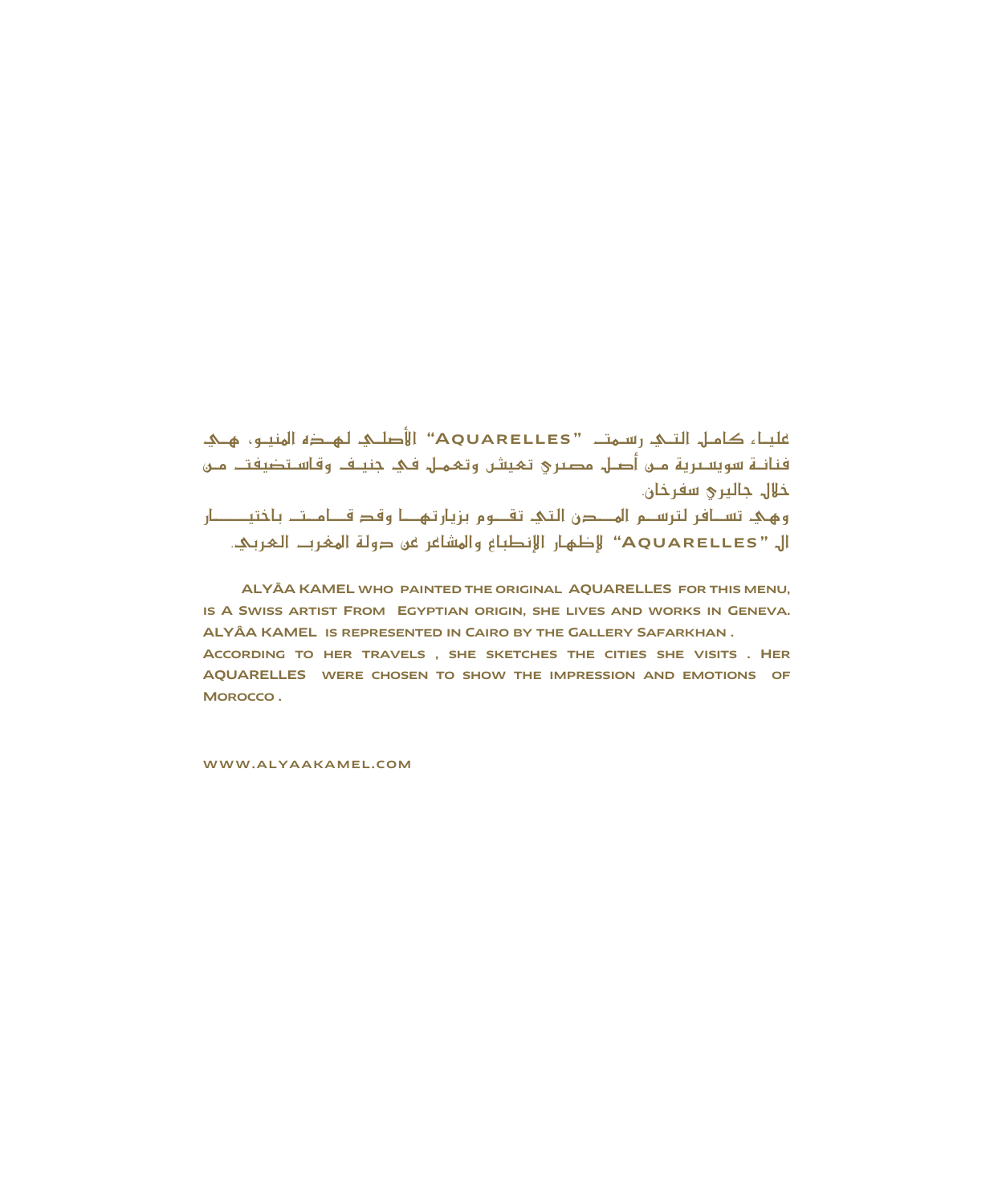عليـاء كامـل التـي رسـمتـ "AQUARELLES" الأصلـي لهـذه المنيـو، هـي فنانـة سويسـرية مـن أصـل مصـري تعيـش وتعمـل فـي جنيـف وقاسـتضيفتـ مـن خلال جاليري سفرخان.
وهـي تسـافر لترسـم المـدن التي تقـوم بزيارتهـا وقـد قـامـتـ باختيـار الـ "AQUARELLES" لإظهار الإنطباع والمشاعر عن دولة المغربـ العربي.

ALYÂA KAMEL who painted the original AQUARELLES for this menu, is a Swiss artist from Egyptian origin, she lives and works in Geneva. ALYÂA KAMEL is represented in Cairo by the Gallery Safarkhan.
According to her travels, she sketches the cities she visits. Her AQUARELLES were chosen to show the impression and emotions of Morocco.

www.alyaakamel.com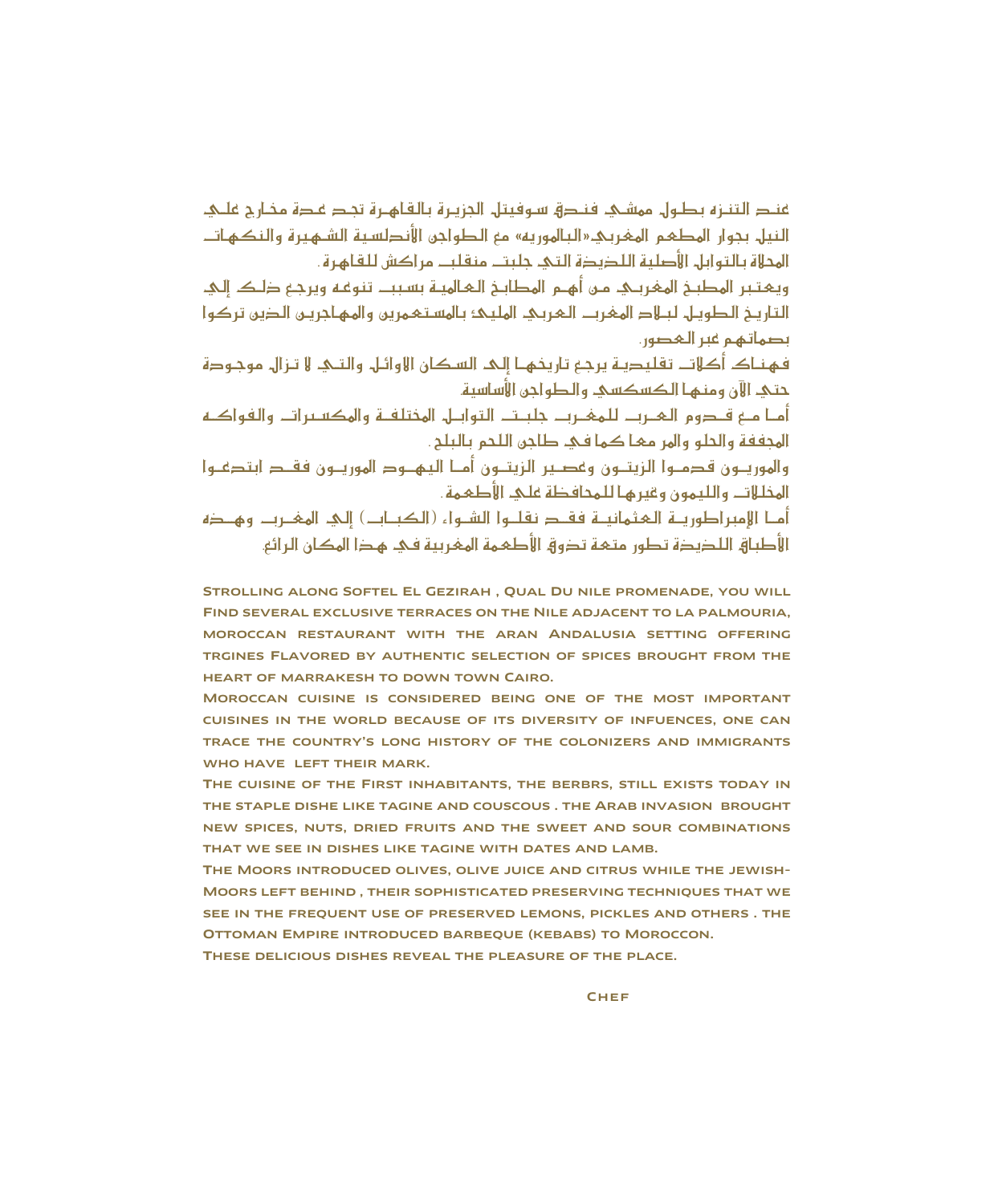عند التنزه بطول ممشي فندق سوفيتل الجزيرة بالقاهرة تجد عدة مخارج علي النيل بجوار المطعم المغربي «البالموريه» مع الطواجن الأندلسية الشهيرة والنكهات المحلاة بالتوابل الأصلية اللذيذة التي جلبت منقلب مراكش للقاهرة .

ويعتبر المطبخ المغربي من أهم المطابخ العالمية بسبب تنوعه ويرجع ذلك إلي التاريخ الطويل لبلاد المغرب العربي المليئ بالمستعمرين والمهاجرين الذين تركوا بصماتهم عبر العصور.

فهناك أكلات تقليدية يرجع تاريخها إلى السكان الاوائل والتي لا تزال موجودة حتي الآن ومنها الكسكسي والطواجن الأساسية.

أما مع قدوم العرب للمغرب جلبت التوابل المختلفة والمكسرات والفواكه المجففة والحلو والمر معا كما في طاجن اللحم بالبلح .

والموريون قدموا الزيتون وعصير الزيتون أما اليهود الموريون فقد ابتدعوا المخللات والليمون وغيرها للمحافظة علي الأطعمة .

أما الإمبراطورية العثمانية فقد نقلوا الشواء (الكباب) إلي المغرب وهذه الأطباق اللذيذة تطور متعة تذوق الأطعمة المغربية في هذا المكان الرائع.

Strolling along Softel El Gezirah , Qual Du nile promenade, you will find several exclusive terraces on the Nile adjacent to la palmouria, moroccan restaurant with the aran Andalusia setting offering trgines flavored by authentic selection of spices brought from the heart of marrakesh to down town Cairo.

Moroccan cuisine is considered being one of the most important cuisines in the world because of its diversity of infuences, one can trace the country's long history of the colonizers and immigrants who have left their mark.

The cuisine of the first inhabitants, the berbrs, still exists today in the staple dishe like tagine and couscous . The Arab invasion brought new spices, nuts, dried fruits and the sweet and sour combinations that we see in dishes like tagine with dates and lamb.

The Moors introduced olives, olive juice and citrus while the Jewish-Moors left behind , their sophisticated preserving techniques that we see in the frequent use of preserved lemons, pickles and others . the Ottoman Empire introduced barbeque (kebabs) to Moroccon.

These delicious dishes reveal the pleasure of the place.

Chef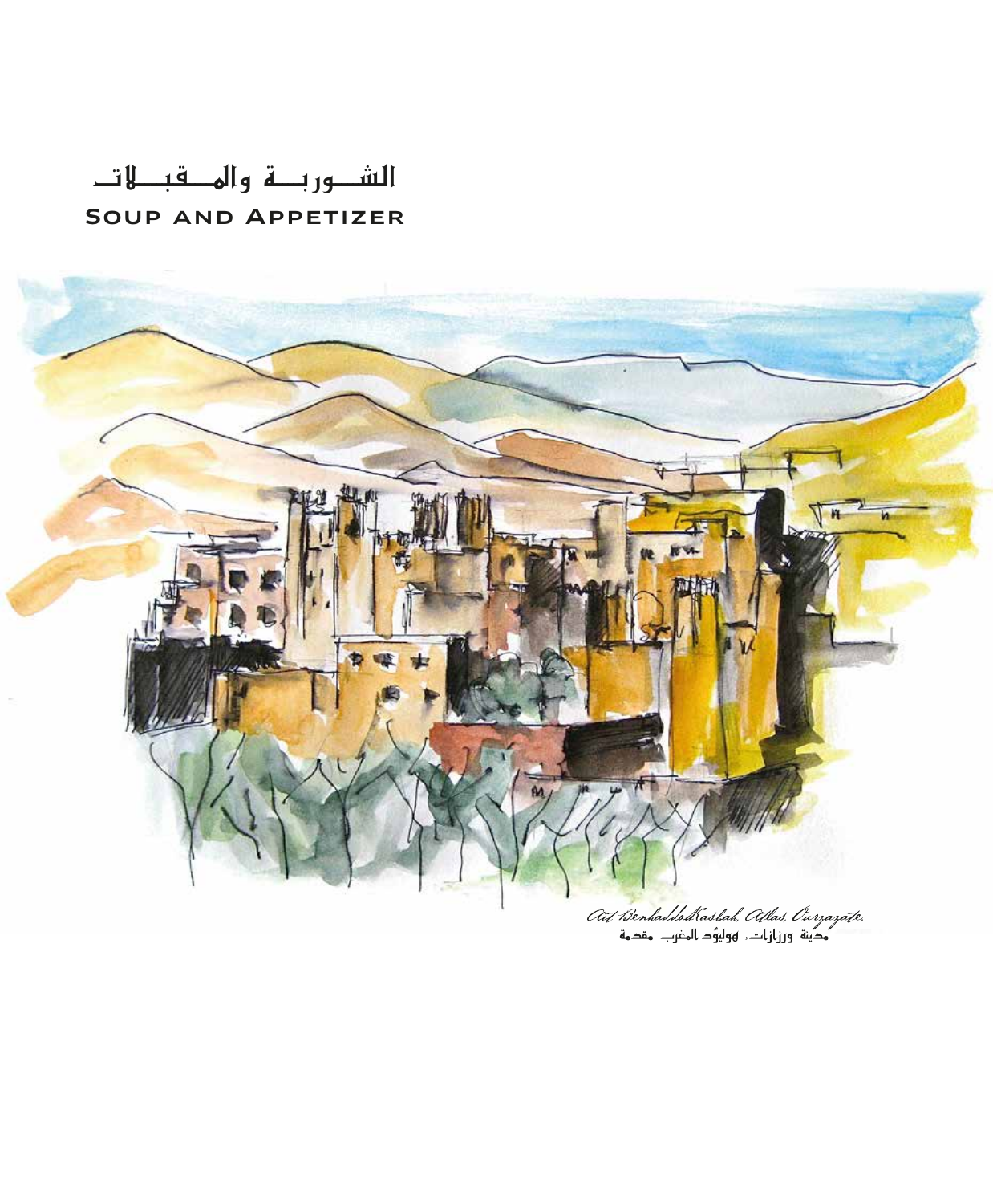# الشــوربــة والمــقبــلاتــ
# Soup and Appetizer

*Ait Benhaddou Kasbah, Atlas, Ourzazate.*
مدينة ورزازات، هوليوُد المغرب مقدمة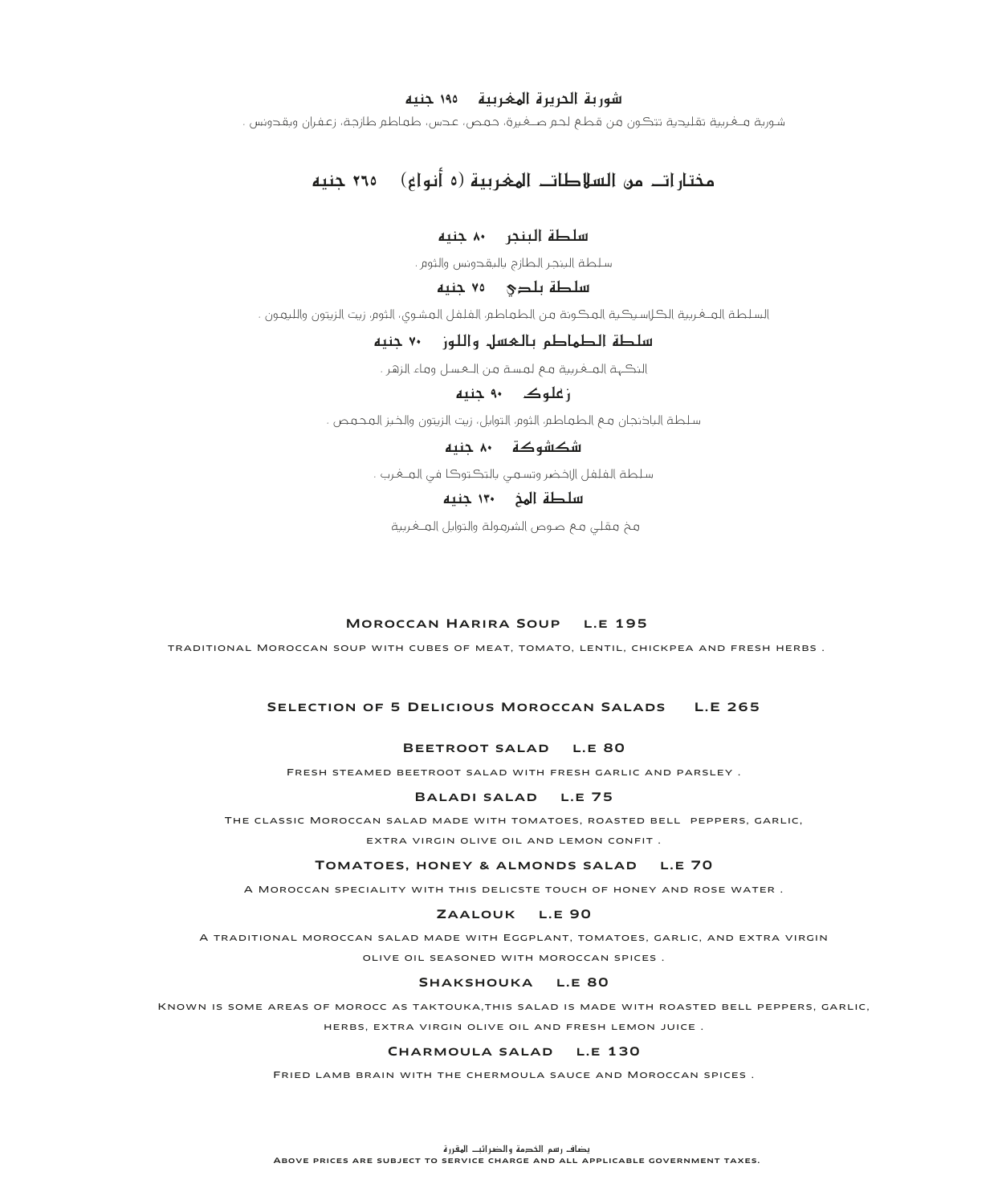### شوربة الحريرة المغربية ١٩٥ جنيه

شوربة مـغربية تقليدية تتكون من قطع لحم صـغيرة، حمص، عدس، طماطم طازجة، زعفران وبقدونس .

## مختارات من السلاطات المغربية (٥ أنواع) ٢٦٥ جنيه

### سلطة البنجر ٨٠ جنيه

سلطة البنجر الطازج بالبقدونس والثوم .

### سلطة بلدي ٧٥ جنيه

السلطة المـغربية الكلاسيكية المكونة من الطماطم، الفلفل المشوي، الثوم، زيت الزيتون والليمون .

### سلطة الطماطم بالعسل واللوز ٧٠ جنيه

النكهة المـغربية مع لمسة من الـعسل وماء الزهر .

### زعلوك ٩٠ جنيه

سلطة الباذنجان مع الطماطم، الثوم، التوابل، زيت الزيتون والخبز المحمص .

### شكشوكة ٨٠ جنيه

سلطة الفلفل الاخضر وتسـمي بالتكتوكا في المـغرب .

### سلطة المخ ١٣٠ جنيه

مخ مقلي مع صوص الشرمولة والتوابل المـغربية

### Moroccan Harira Soup L.E 195

traditional Moroccan soup with cubes of meat, tomato, lentil, chickpea and fresh herbs .

## Selection of 5 Delicious Moroccan Salads L.E 265

### Beetroot salad L.E 80

Fresh steamed beetroot salad with fresh garlic and parsley .

### Baladi salad L.E 75

The classic Moroccan salad made with tomatoes, roasted bell peppers, garlic, extra virgin olive oil and lemon confit .

### Tomatoes, honey & almonds salad L.E 70

A Moroccan speciality with this delicste touch of honey and rose water .

### Zaalouk L.E 90

A traditional moroccan salad made with Eggplant, tomatoes, garlic, and extra virgin olive oil seasoned with moroccan spices .

### Shakshouka L.E 80

Known is some areas of morocc as taktouka,this salad is made with roasted bell peppers, garlic, herbs, extra virgin olive oil and fresh lemon juice .

### Charmoula salad L.E 130

Fried lamb brain with the chermoula sauce and Moroccan spices .

يضاف رسم الخدمة والضرائب المقررة

Above prices are subject to service charge and all applicable government taxes.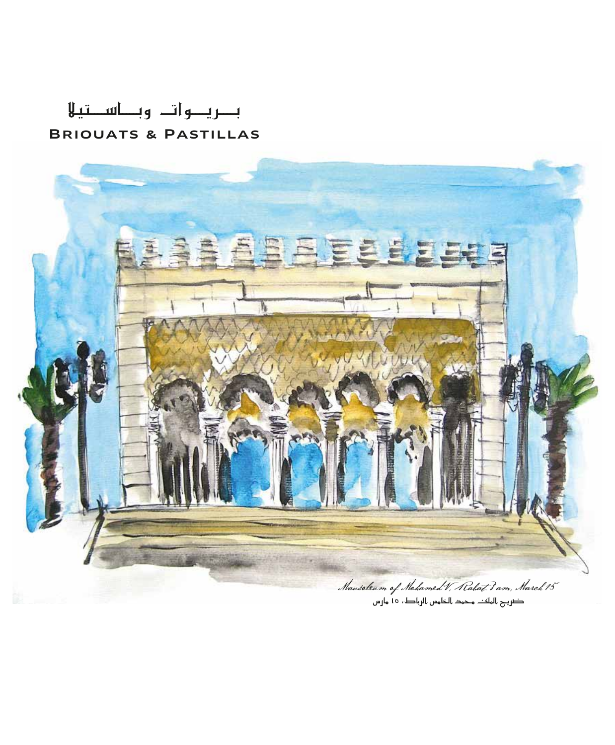# بـــريـــوات وبـــاســـتيلا
# Briouats & Pastillas

*Mausoleum of Mohamed V, Rabat, 8 am, March 15*

ضريح الملك محمد الخامس الرباط، ١٥ مارس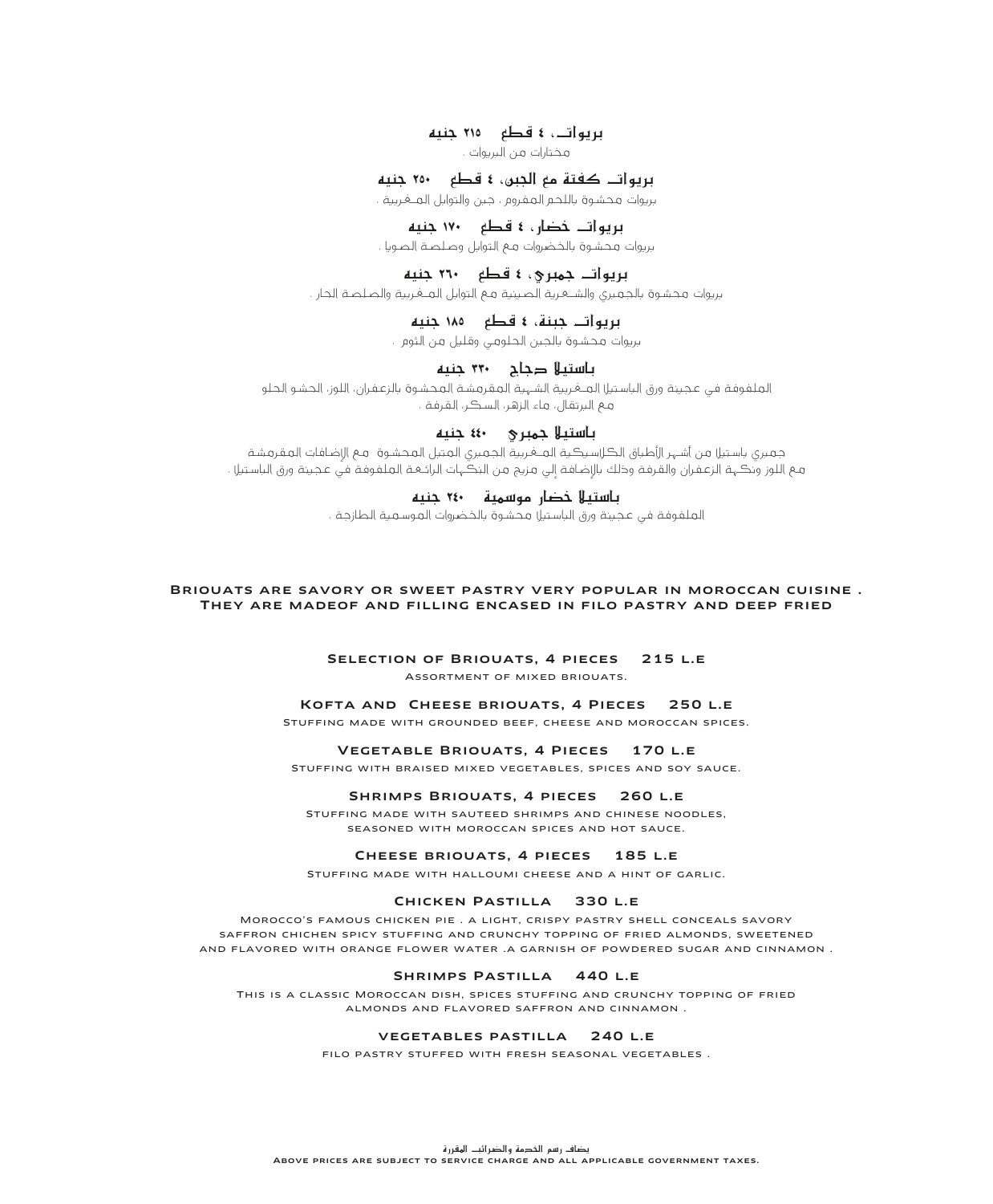**بريوات، ٤ قطع ٢١٥ جنيه**

مختارات من البريوات .

**بريوات كفتة مع الجبن، ٤ قطع ٢٥٠ جنيه**

بريوات محشوة باللحم المفروم ، جبن والتوابل المغربية .

**بريوات خضار، ٤ قطع ١٧٠ جنيه**

بريوات محشوة بالخضروات مع التوابل وصلصة الصويا .

**بريوات جمبري، ٤ قطع ٢٦٠ جنيه**

بريوات محشوة بالجمبري والشعرية الصينية مع التوابل المغربية والصلصة الحار .

**بريوات جبنة، ٤ قطع ١٨٥ جنيه**

بريوات محشوة بالجبن الحلومي وقليل من الثوم .

**باستيلا دجاج ٣٣٠ جنيه**

الملفوفة في عجينة ورق الباستيلا المغربية الشهية المقرمشة المحشوة بالزعفران، اللوز، الحشو الحلو مع البرتقال، ماء الزهر، السكر، القرفة .

**باستيلا جمبري ٤٤٠ جنيه**

جمبري باستيلا من أشهر الأطباق الكلاسيكية المغربية الجمبري المتبل المحشوة مع الإضافات المقرمشة مع اللوز ونكهة الزعفران والقرفة وذلك بالإضافة إلى مزيج من النكهات الرائعة الملفوفة في عجينة ورق الباستيلا .

**باستيلا خضار موسمية ٢٤٠ جنيه**

الملفوفة في عجينة ورق الباستيلا محشوة بالخضروات الموسمية الطازجة .

**BRIOUATS ARE SAVORY OR SWEET PASTRY VERY POPULAR IN MOROCCAN CUISINE . THEY ARE MADEOF AND FILLING ENCASED IN FILO PASTRY AND DEEP FRIED**

**SELECTION OF BRIOUATS, 4 PIECES 215 L.E**

ASSORTMENT OF MIXED BRIOUATS.

**KOFTA AND CHEESE BRIOUATS, 4 PIECES 250 L.E**

STUFFING MADE WITH GROUNDED BEEF, CHEESE AND MOROCCAN SPICES.

**VEGETABLE BRIOUATS, 4 PIECES 170 L.E**

STUFFING WITH BRAISED MIXED VEGETABLES, SPICES AND SOY SAUCE.

**SHRIMPS BRIOUATS, 4 PIECES 260 L.E**

STUFFING MADE WITH SAUTEED SHRIMPS AND CHINESE NOODLES, SEASONED WITH MOROCCAN SPICES AND HOT SAUCE.

**CHEESE BRIOUATS, 4 PIECES 185 L.E**

STUFFING MADE WITH HALLOUMI CHEESE AND A HINT OF GARLIC.

**CHICKEN PASTILLA 330 L.E**

MOROCCO'S FAMOUS CHICKEN PIE . A LIGHT, CRISPY PASTRY SHELL CONCEALS SAVORY SAFFRON CHICHEN SPICY STUFFING AND CRUNCHY TOPPING OF FRIED ALMONDS, SWEETENED AND FLAVORED WITH ORANGE FLOWER WATER .A GARNISH OF POWDERED SUGAR AND CINNAMON .

**SHRIMPS PASTILLA 440 L.E**

THIS IS A CLASSIC MOROCCAN DISH, SPICES STUFFING AND CRUNCHY TOPPING OF FRIED ALMONDS AND FLAVORED SAFFRON AND CINNAMON .

**VEGETABLES PASTILLA 240 L.E**

FILO PASTRY STUFFED WITH FRESH SEASONAL VEGETABLES .

يضاف رسم الخدمة والضرائب المقررة

ABOVE PRICES ARE SUBJECT TO SERVICE CHARGE AND ALL APPLICABLE GOVERNMENT TAXES.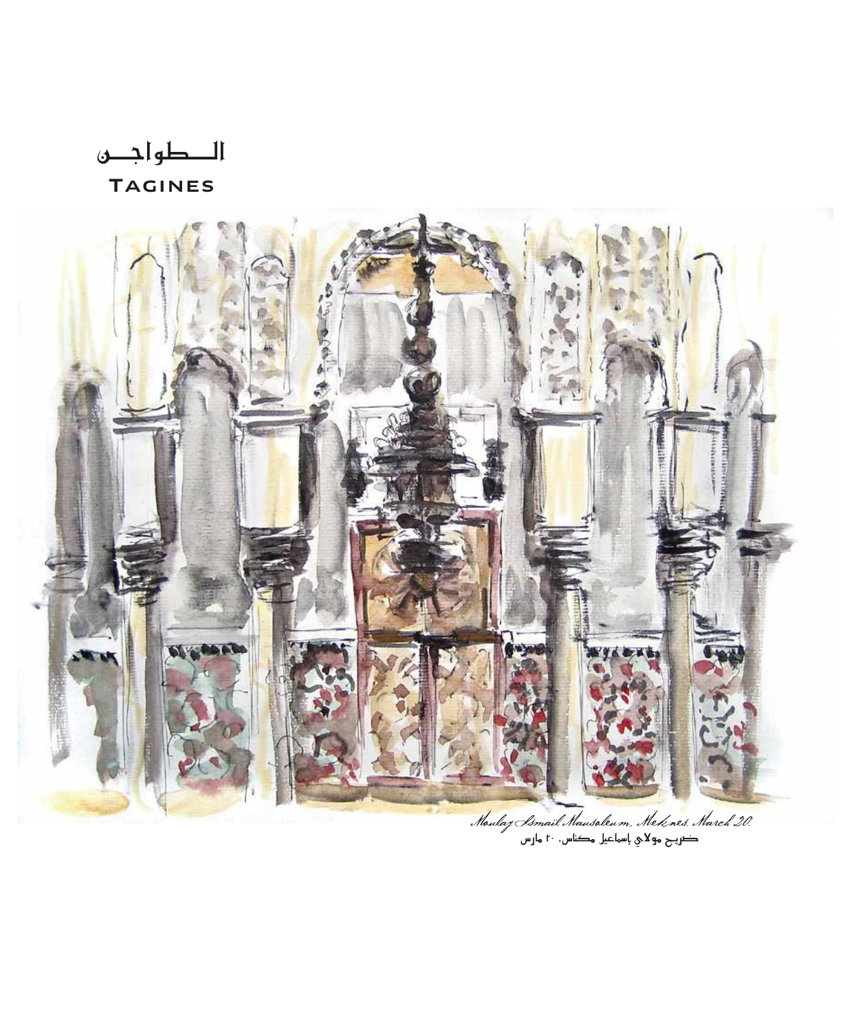# الـــطواجـــن
# TAGINES

*Moulay Ismail Mausoleum, Meknes, March 20.*

ضريح مولاي إسماعيل مكناس، ٢٠ مارس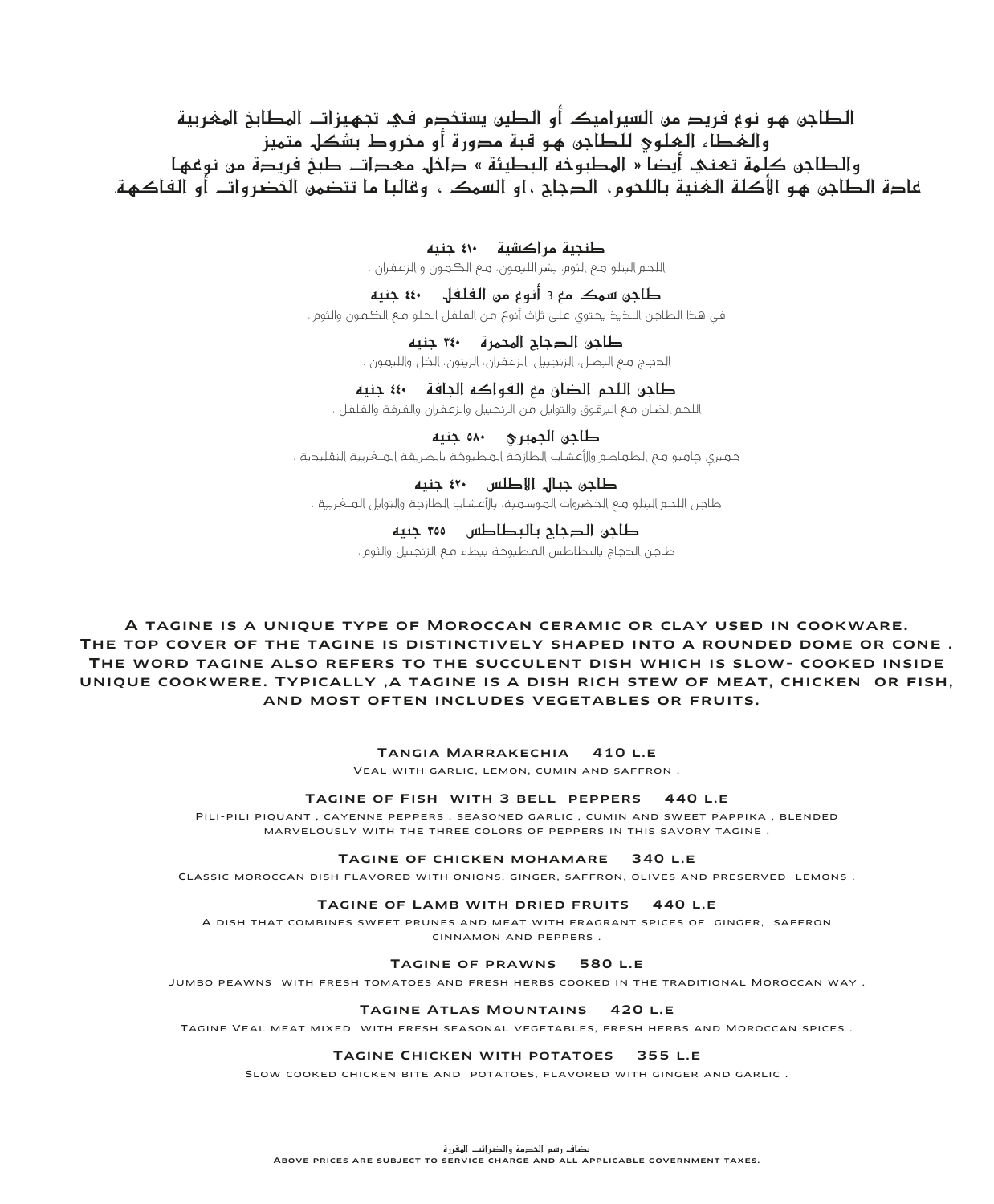الطاجن هو نوع فريد من السيراميك أو الطين يستخدم في تجهيزات المطابخ المغربية
والغطاء العلوي للطاجن هو قبة مدورة أو مخروط بشكل متميز
والطاجن كلمة تعني أيضا « المطبوخة البطيئة » داخل معدات طبخ فريدة من نوعها
عادة الطاجن هو الأكلة الغنية باللحوم، الدجاج ،او السمك ، وغالبا ما تتضمن الخضروات أو الفاكهة.

**طنجية مراكشية ٤١٠ جنيه**
اللحم البتلو مع الثوم، بشر الليمون، مع الكمون و الزعفران .

**طاجن سمك مع 3 أنواع من الفلفل ٤٤٠ جنيه**
في هذا الطاجن اللذيذ يحتوي على ثلاث أنواع من الفلفل الحلو مع الكمون والثوم .

**طاجن الدجاج المحمرة ٣٤٠ جنيه**
الدجاج مع البصل، الزنجبيل، الزعفران، الزيتون، الخل والليمون .

**طاجن اللحم الضان مع الفواكه الجافة ٤٤٠ جنيه**
اللحم الضان مع البرقوق والتوابل من الزنجبيل والزعفران والقرفة والفلفل .

**طاجن الجمبري ٥٨٠ جنيه**
جمبري جامبو مع الطماطم والأعشاب الطازجة المطبوخة بالطريقة المغربية التقليدية .

**طاجن جبال الأطلس ٤٢٠ جنيه**
طاجن اللحم البتلو مع الخضروات الموسمية، بالأعشاب الطازجة والتوابل المغربية .

**طاجن الدجاج بالبطاطس ٣٥٥ جنيه**
طاجن الدجاج بالبطاطس المطبوخة ببطء مع الزنجبيل والثوم .

A TAGINE IS A UNIQUE TYPE OF MOROCCAN CERAMIC OR CLAY USED IN COOKWARE.
THE TOP COVER OF THE TAGINE IS DISTINCTIVELY SHAPED INTO A ROUNDED DOME OR CONE .
THE WORD TAGINE ALSO REFERS TO THE SUCCULENT DISH WHICH IS SLOW- COOKED INSIDE UNIQUE COOKWERE. TYPICALLY ,A TAGINE IS A DISH RICH STEW OF MEAT, CHICKEN OR FISH, AND MOST OFTEN INCLUDES VEGETABLES OR FRUITS.

**TANGIA MARRAKECHIA 410 L.E**
Veal with garlic, lemon, cumin and saffron .

**TAGINE OF FISH WITH 3 BELL PEPPERS 440 L.E**
Pili-pili piquant , cayenne peppers , seasoned garlic , cumin and sweet pappika , blended marvelously with the three colors of peppers in this savory tagine .

**TAGINE OF CHICKEN MOHAMARE 340 L.E**
Classic moroccan dish flavored with onions, ginger, saffron, olives and preserved lemons .

**TAGINE OF LAMB WITH DRIED FRUITS 440 L.E**
A dish that combines sweet prunes and meat with fragrant spices of ginger, saffron cinnamon and peppers .

**TAGINE OF PRAWNS 580 L.E**
Jumbo peawns with fresh tomatoes and fresh herbs cooked in the traditional Moroccan way .

**TAGINE ATLAS MOUNTAINS 420 L.E**
Tagine Veal meat mixed with fresh seasonal vegetables, fresh herbs and Moroccan spices .

**TAGINE CHICKEN WITH POTATOES 355 L.E**
Slow cooked chicken bite and potatoes, flavored with ginger and garlic .

يضاف رسم الخدمة والضرائب المقررة
ABOVE PRICES ARE SUBJECT TO SERVICE CHARGE AND ALL APPLICABLE GOVERNMENT TAXES.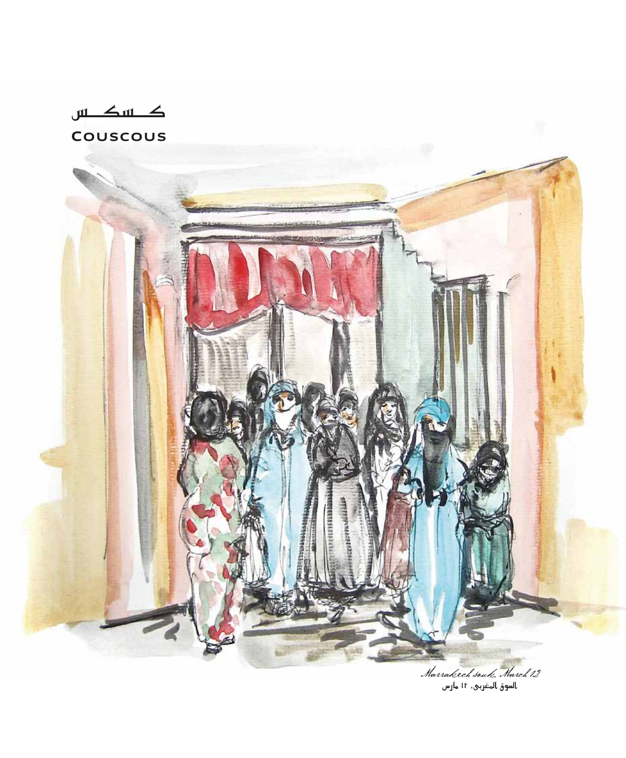# كسكس

# COUSCOUS

*Marrakech souk, March 12*

السوق المغربي، ١٢ مارس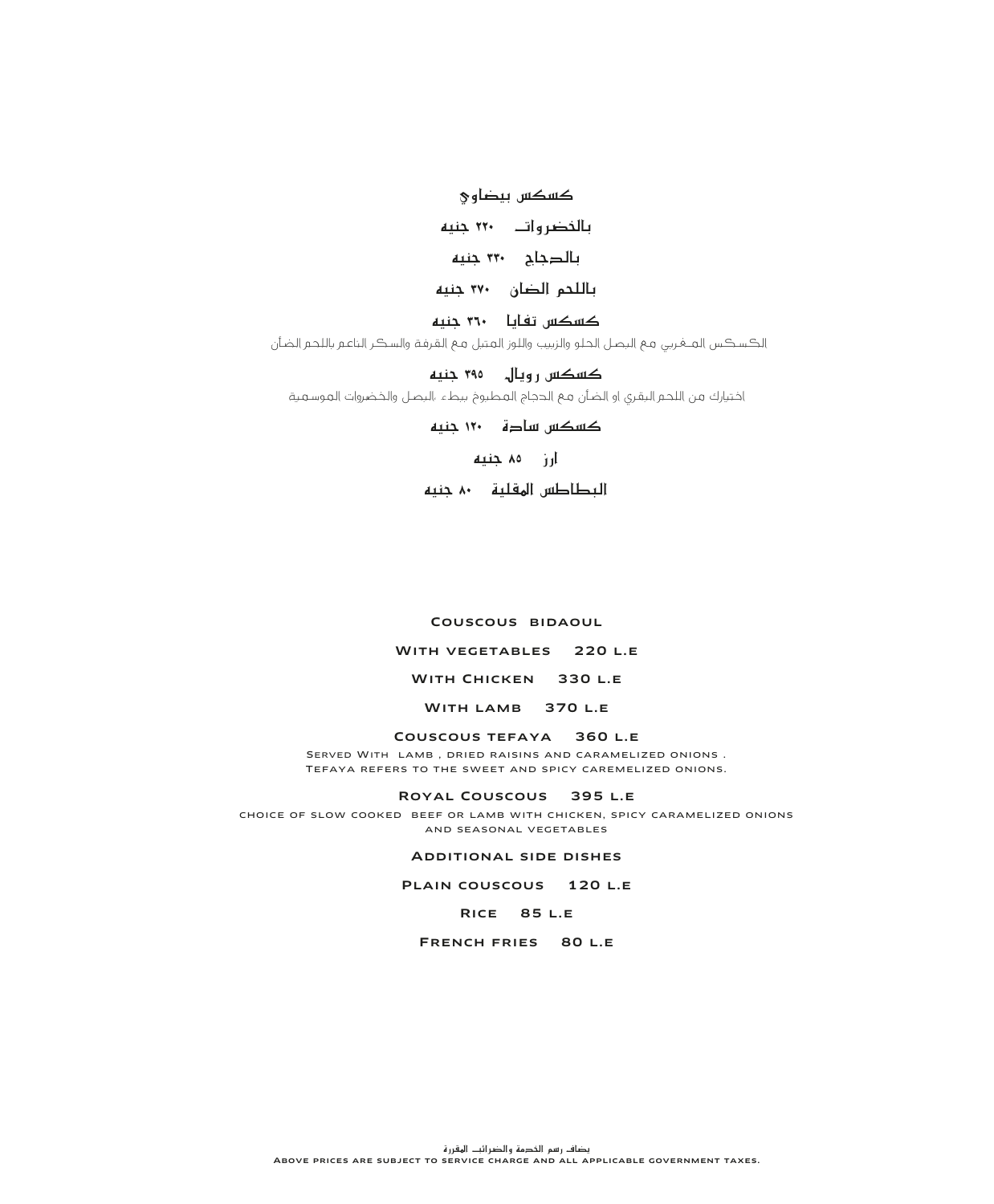كسكس بيضاوي

بالخضروات ٢٢٠ جنيه

بالدجاج ٣٣٠ جنيه

باللحم الضان ٣٧٠ جنيه

كسكس تفايا ٣٦٠ جنيه

الكسكس المغربي مع البصل الحلو والزبيب واللوز المتبل مع القرفة والسكر الناعم باللحم الضأن

كسكس رويال ٣٩٥ جنيه

اختيارك من اللحم البقري او الضأن مع الدجاج المطبوخ ببطء ،البصل والخضروات الموسمية

كسكس سادة ١٢٠ جنيه

أرز ٨٥ جنيه

البطاطس المقلية ٨٠ جنيه

Couscous bidaoul

With vegetables 220 L.E

With Chicken 330 L.E

With lamb 370 L.E

Couscous tefaya 360 L.E

Served With lamb , dried raisins and caramelized onions .
Tefaya refers to the sweet and spicy caremelized onions.

Royal Couscous 395 L.E

choice of slow cooked beef or lamb with chicken, spicy caramelized onions and seasonal vegetables

Additional side dishes

Plain couscous 120 L.E

Rice 85 L.E

French fries 80 L.E

يضاف رسم الخدمة والضرائب المقررة
Above prices are subject to service charge and all applicable government taxes.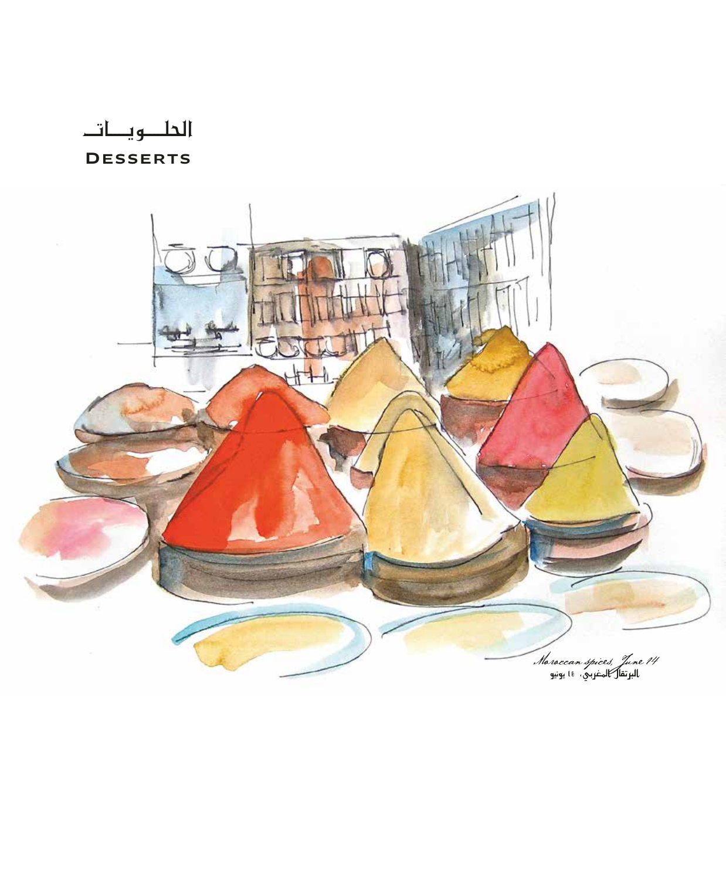# الحلـــويـــاتـ

# Desserts

*Moroccan spices, June 14*

البرتقال المغربي، ١٤ يونيو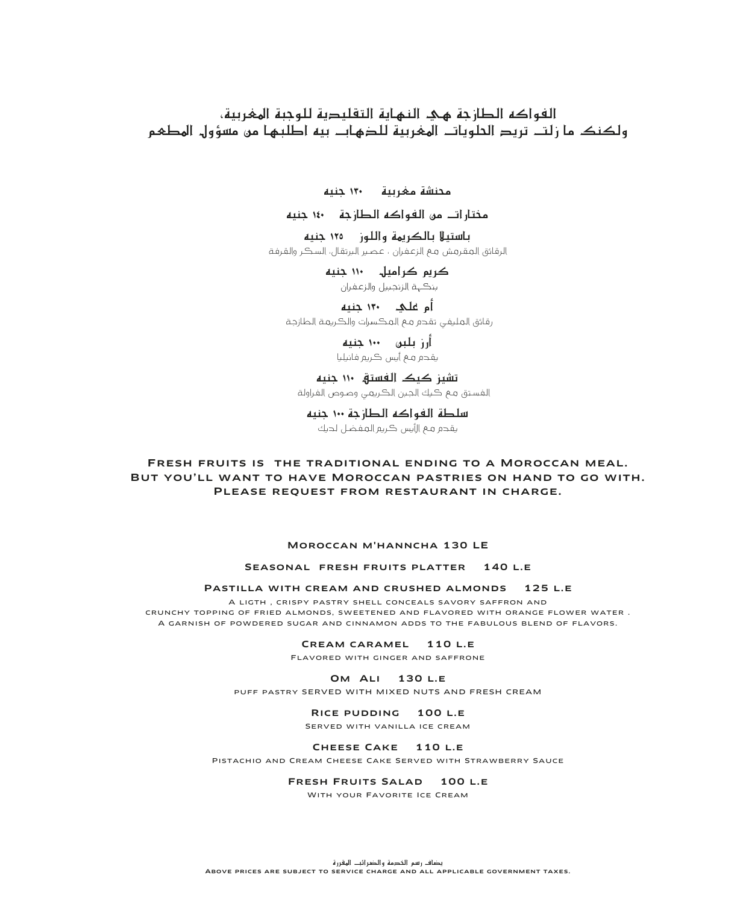الفواكه الطازجة هي النهاية التقليدية للوجبة المغربية،
ولكنك ما زلت تريد الحلويات المغربية للذهاب بيه اطلبها من مسؤول المطعم

محنشة مغربية ١٣٠ جنيه

مختارات من الفواكه الطازجة ١٤٠ جنيه

باستيلا بالكريمة واللوز ١٢٥ جنيه
الرقائق المقرمش مع الزعفران ، عصير البرتقال، السكر والقرفة

كريم كراميل ١١٠ جنيه
بنكهة الزنجبيل والزعفران

أم علي ١٣٠ جنيه
رقائق المليفي تقدم مع المكسرات والكريمة الطازجة

أرز بلبن ١٠٠ جنيه
يقدم مع أيس كريم فانيليا

تشيز كيك الفستق ١١٠ جنيه
الفستق مع كيك الجبن الكريمي وصوص الفراولة

سلطة الفواكه الطازجة ١٠٠ جنيه
يقدم مع الأيس كريم المفضل لديك

**Fresh fruits is the traditional ending to a Moroccan meal.
But you'll want to have Moroccan pastries on hand to go with.
Please request from restaurant in charge.**

Moroccan M'hanncha 130 LE

Seasonal fresh fruits platter 140 L.E

Pastilla with cream and crushed almonds 125 L.E
A ligth , crispy pastry shell conceals savory saffron and
crunchy topping of fried almonds, sweetened and flavored with orange flower water .
A garnish of powdered sugar and cinnamon adds to the fabulous blend of flavors.

Cream caramel 110 L.E
Flavored with ginger and saffrone

Om Ali 130 L.E
puff pastry served with mixed nuts and fresh cream

Rice pudding 100 L.E
Served with vanilla ice cream

Cheese Cake 110 L.E
Pistachio and Cream Cheese Cake Served with Strawberry Sauce

Fresh Fruits Salad 100 L.E
With your Favorite Ice Cream

يضاف رسم الخدمة والضرائب المقررة
Above prices are subject to service charge and all applicable government taxes.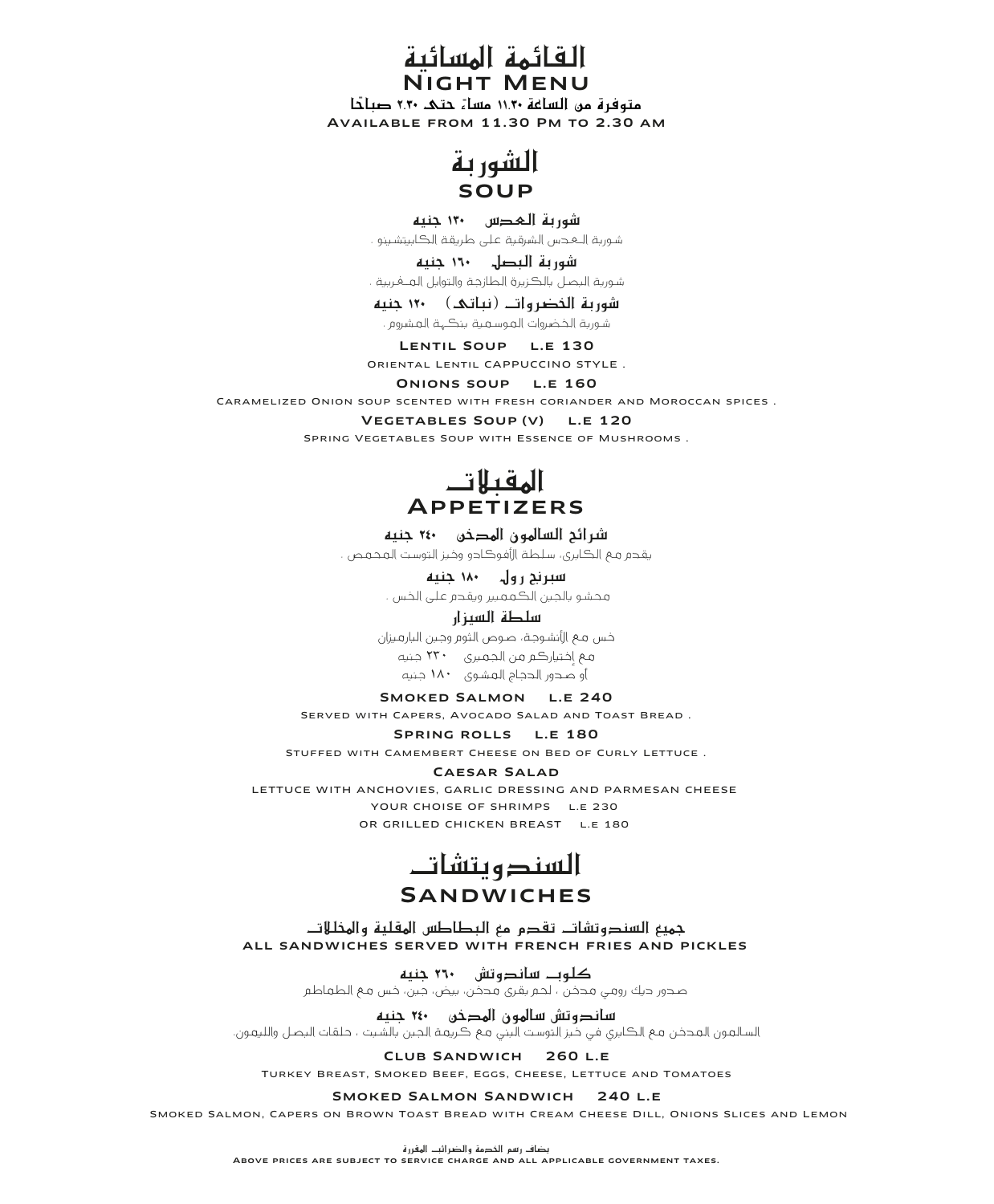# القائمة المسائية
# Night Menu

**متوفرة من الساعة ١١.٣٠ مساءً حتى ٢.٣٠ صباحًا**

Available from 11.30 PM to 2.30 AM

## الشوربة
## SOUP

**شوربة العدس ١٣٠ جنيه**

شوربة العدس الشرقية على طريقة الكابيتشينو .

**شوربة البصل ١٦٠ جنيه**

شوربة البصل بالكزبرة الطازجة والتوابل المغربية .

**شوربة الخضروات (نباتى) ١٢٠ جنيه**

شوربة الخضروات الموسمية بنكهة المشروم .

**Lentil Soup L.E 130**

Oriental Lentil cappuccino style .

**Onions soup L.E 160**

Caramelized Onion soup scented with fresh coriander and Moroccan spices .

**Vegetables Soup (V) L.E 120**

Spring Vegetables Soup with Essence of Mushrooms .

## المقبلات
## Appetizers

**شرائح السالمون المدخن ٢٤٠ جنيه**

يقدم مع الكابري، سلطة الأفوكادو وخبز التوست المحمص .

**سبرنج رول ١٨٠ جنيه**

محشو بالجبن الكممبير ويقدم على الخس .

**سلطة السيزار**

خس مع الأنشوجة، صوص الثوم وجبن البارميزان

مع إختياركم من الجمبرى ٢٣٠ جنيه

أو صدور الدجاج المشوى ١٨٠ جنيه

**Smoked Salmon L.E 240**

Served with Capers, Avocado Salad and Toast Bread .

**Spring rolls L.E 180**

Stuffed with Camembert Cheese on Bed of Curly Lettuce .

**Caesar Salad**

lettuce with anchovies, garlic dressing and parmesan cheese

your choise of shrimps L.E 230

or grilled chicken breast L.E 180

## السندويتشات
## Sandwiches

**جميع السندوتشات تقدم مع البطاطس المقلية والمخللات**

**All sandwiches served with french fries and pickles**

**كلوب ساندوتش ٢٦٠ جنيه**

صدور ديك رومي مدخن ، لحم بقرى مدخن، بيض، جبن، خس مع الطماطم

**ساندوتش سالمون المدخن ٢٤٠ جنيه**

السالمون المدخن مع الكابري في خبز التوست البني مع كريمة الجبن بالشبت ، حلقات البصل والليمون.

**Club Sandwich 260 L.E**

Turkey Breast, Smoked Beef, Eggs, Cheese, Lettuce and Tomatoes

**Smoked Salmon Sandwich 240 L.E**

Smoked Salmon, Capers on Brown Toast Bread with Cream Cheese Dill, Onions Slices and Lemon

يضاف رسم الخدمة والضرائب المقررة

Above prices are subject to service charge and all applicable government taxes.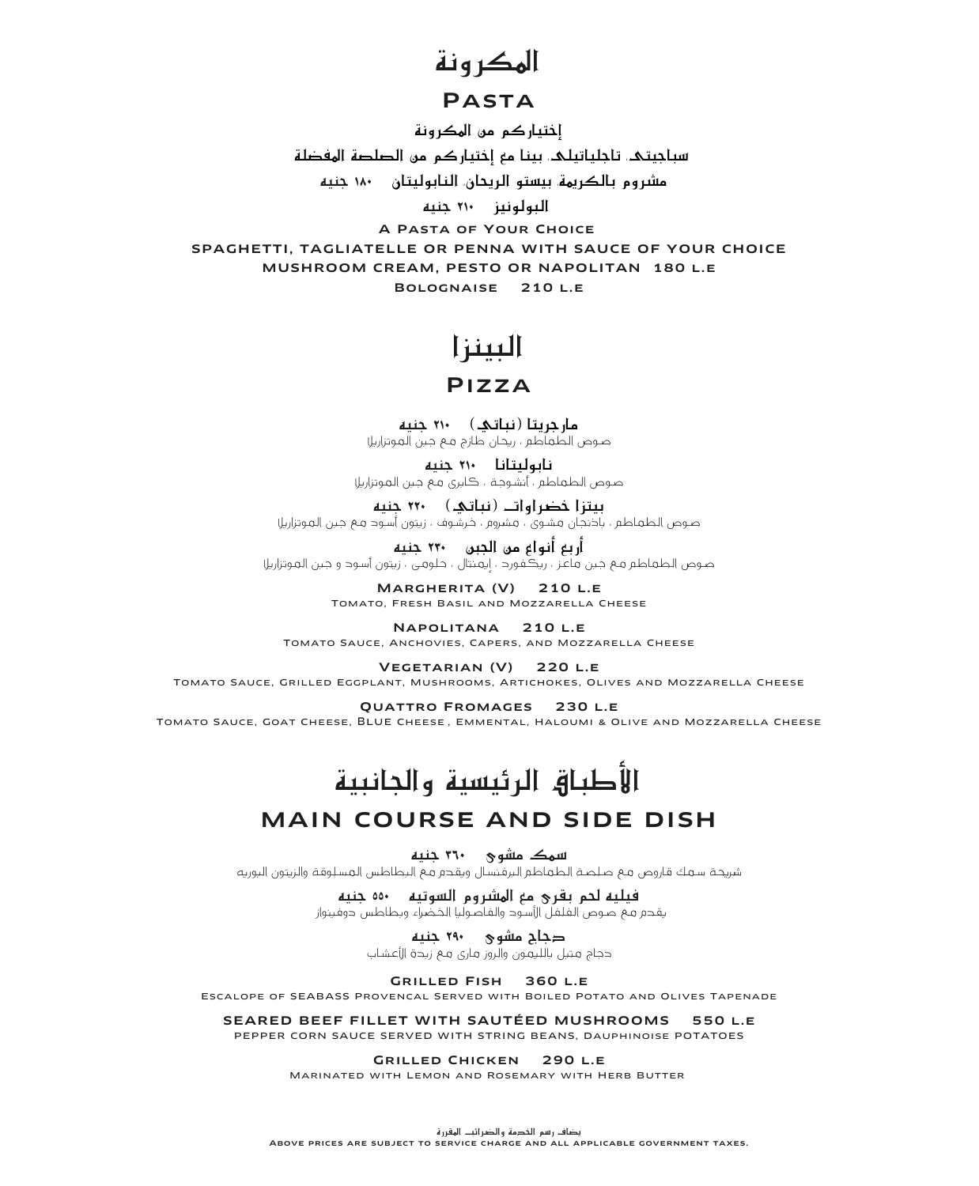# المكرونة

## PASTA

إختياركم من المكرونة

سباجيتي، تاجلياتيلي، بينا مع إختياركم من الصلصة المفضلة

مشروم بالكريمة، بيستو الريحان، النابوليتان ١٨٠ جنيه

البولونيز ٢١٠ جنيه

A PASTA OF YOUR CHOICE

SPAGHETTI, TAGLIATELLE OR PENNA WITH SAUCE OF YOUR CHOICE

MUSHROOM CREAM, PESTO OR NAPOLITAN 180 L.E

BOLOGNAISE 210 L.E

# البيتزا

## PIZZA

**مارجريتا (نباتي) ٢١٠ جنيه**
صوص الطماطم ، ريحان طازج مع جبن الموتزاريلا

**نابوليتانا ٢١٠ جنيه**
صوص الطماطم ، أنشوجة ، كابري مع جبن الموتزاريلا

**بيتزا خضراوات (نباتي) ٢٢٠ جنيه**
صوص الطماطم ، باذنجان مشوي ، مشروم ، خرشوف ، زيتون أسود مع جبن الموتزاريلا

**أربع أنواع من الجبن ٢٣٠ جنيه**
صوص الطماطم مع جبن ماعز ، ريكفورد ، إيمنتال ، حلومي ، زيتون أسود و جبن الموتزاريلا

**MARGHERITA (V) 210 L.E**
TOMATO, FRESH BASIL AND MOZZARELLA CHEESE

**NAPOLITANA 210 L.E**
TOMATO SAUCE, ANCHOVIES, CAPERS, AND MOZZARELLA CHEESE

**VEGETARIAN (V) 220 L.E**
TOMATO SAUCE, GRILLED EGGPLANT, MUSHROOMS, ARTICHOKES, OLIVES AND MOZZARELLA CHEESE

**QUATTRO FROMAGES 230 L.E**
TOMATO SAUCE, GOAT CHEESE, BLUE CHEESE , EMMENTAL, HALOUMI & OLIVE AND MOZZARELLA CHEESE

# الأطباق الرئيسية والجانبية

## MAIN COURSE AND SIDE DISH

**سمك مشوي ٣٦٠ جنيه**
شريحة سمك قاروص مع صلصة الطماطم البرفنسال ويقدم مع البطاطس المسلوقة والزيتون البوريه

**فيليه لحم بقري مع المشروم السوتيه ٥٥٠ جنيه**
يقدم مع صوص الفلفل الأسود والفاصوليا الخضراء وبطاطس دوفينواز

**دجاج مشوي ٢٩٠ جنيه**
دجاج متبل بالليمون والروز ماري مع زبدة الأعشاب

**GRILLED FISH 360 L.E**
ESCALOPE OF SEABASS PROVENCAL SERVED WITH BOILED POTATO AND OLIVES TAPENADE

**SEARED BEEF FILLET WITH SAUTÉED MUSHROOMS 550 L.E**
PEPPER CORN SAUCE SERVED WITH STRING BEANS, DAUPHINOISE POTATOES

**GRILLED CHICKEN 290 L.E**
MARINATED WITH LEMON AND ROSEMARY WITH HERB BUTTER

يضاف رسم الخدمة والضرائب المقررة

ABOVE PRICES ARE SUBJECT TO SERVICE CHARGE AND ALL APPLICABLE GOVERNMENT TAXES.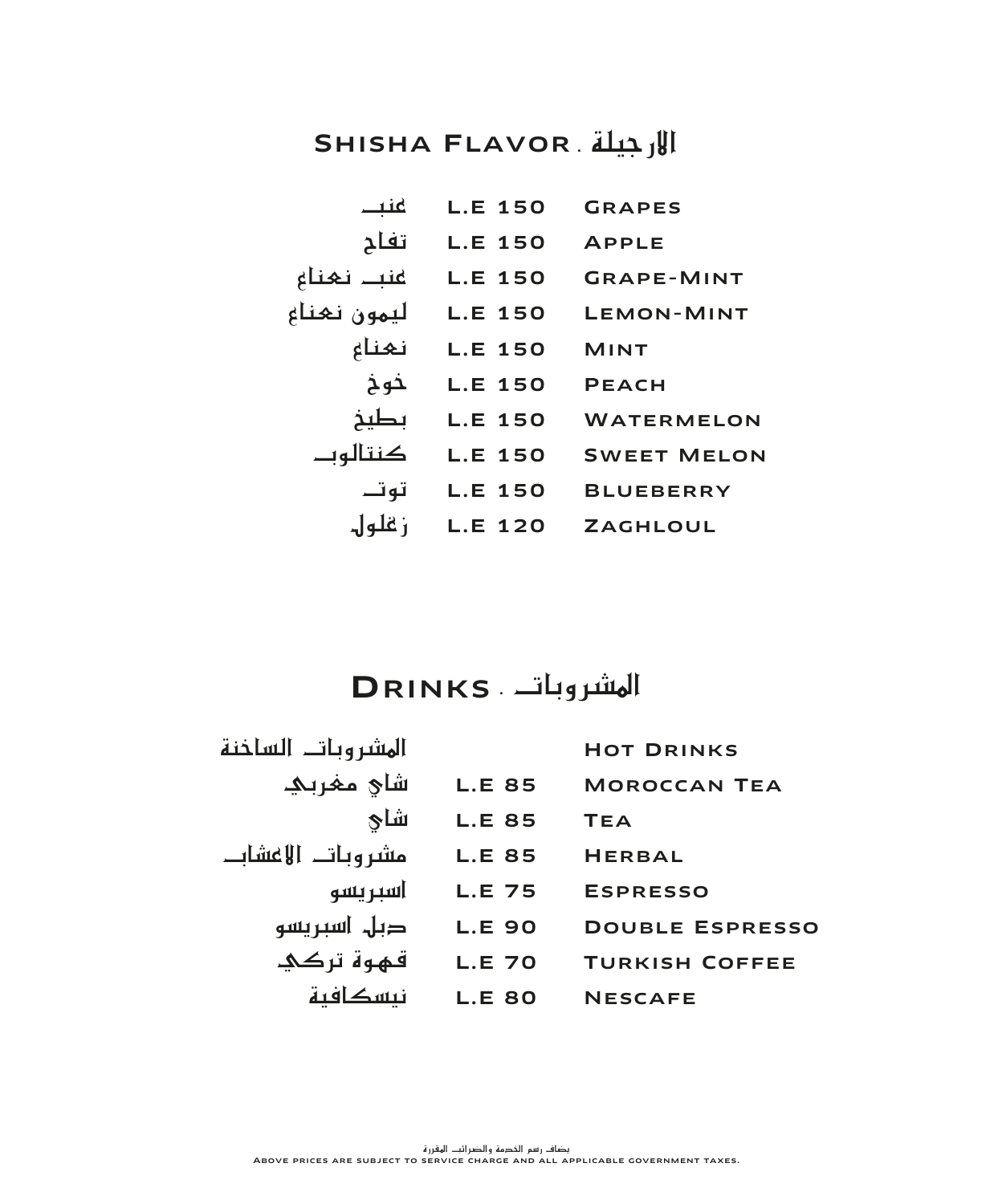## SHISHA FLAVOR . الارجيلة

| | | |
|---|---|---|
| عنب | L.E 150 | GRAPES |
| تفاح | L.E 150 | APPLE |
| عنب نعناع | L.E 150 | GRAPE-MINT |
| ليمون نعناع | L.E 150 | LEMON-MINT |
| نعناع | L.E 150 | MINT |
| خوخ | L.E 150 | PEACH |
| بطيخ | L.E 150 | WATERMELON |
| كنتالوب | L.E 150 | SWEET MELON |
| توت | L.E 150 | BLUEBERRY |
| زغلول | L.E 120 | ZAGHLOUL |

## DRINKS . المشروبات

| | | |
|---|---|---|
| المشروبات الساخنة | | HOT DRINKS |
| شاي مغربي | L.E 85 | MOROCCAN TEA |
| شاي | L.E 85 | TEA |
| مشروبات الاعشاب | L.E 85 | HERBAL |
| اسبريسو | L.E 75 | ESPRESSO |
| دبل اسبريسو | L.E 90 | DOUBLE ESPRESSO |
| قهوة تركي | L.E 70 | TURKISH COFFEE |
| نيسكافية | L.E 80 | NESCAFE |

يضاف رسم الخدمة والضرائب المقررة

ABOVE PRICES ARE SUBJECT TO SERVICE CHARGE AND ALL APPLICABLE GOVERNMENT TAXES.